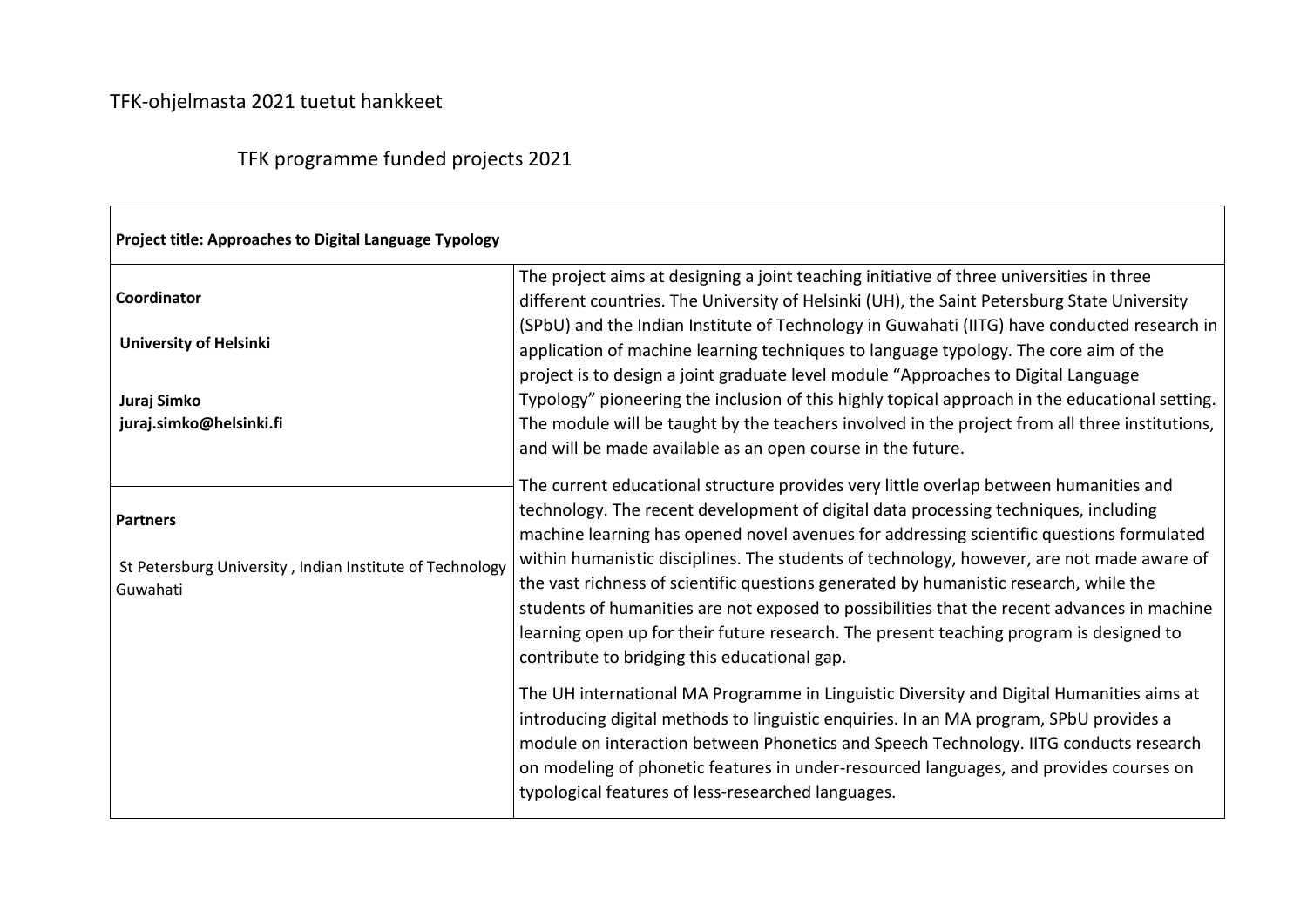TFK-ohjelmasta 2021 tuetut hankkeet

TFK programme funded projects 2021

| **Project title: Approaches to Digital Language Typology** | |
|---|---|
| **Coordinator**<br><br>**University of Helsinki**<br><br>**Juraj Simko**<br>**juraj.simko@helsinki.fi** | The project aims at designing a joint teaching initiative of three universities in three different countries. The University of Helsinki (UH), the Saint Petersburg State University (SPbU) and the Indian Institute of Technology in Guwahati (IITG) have conducted research in application of machine learning techniques to language typology. The core aim of the project is to design a joint graduate level module "Approaches to Digital Language Typology" pioneering the inclusion of this highly topical approach in the educational setting. The module will be taught by the teachers involved in the project from all three institutions, and will be made available as an open course in the future. |
| **Partners**<br><br>St Petersburg University , Indian Institute of Technology Guwahati | The current educational structure provides very little overlap between humanities and technology. The recent development of digital data processing techniques, including machine learning has opened novel avenues for addressing scientific questions formulated within humanistic disciplines. The students of technology, however, are not made aware of the vast richness of scientific questions generated by humanistic research, while the students of humanities are not exposed to possibilities that the recent advances in machine learning open up for their future research. The present teaching program is designed to contribute to bridging this educational gap.<br><br>The UH international MA Programme in Linguistic Diversity and Digital Humanities aims at introducing digital methods to linguistic enquiries. In an MA program, SPbU provides a module on interaction between Phonetics and Speech Technology. IITG conducts research on modeling of phonetic features in under-resourced languages, and provides courses on typological features of less-researched languages. |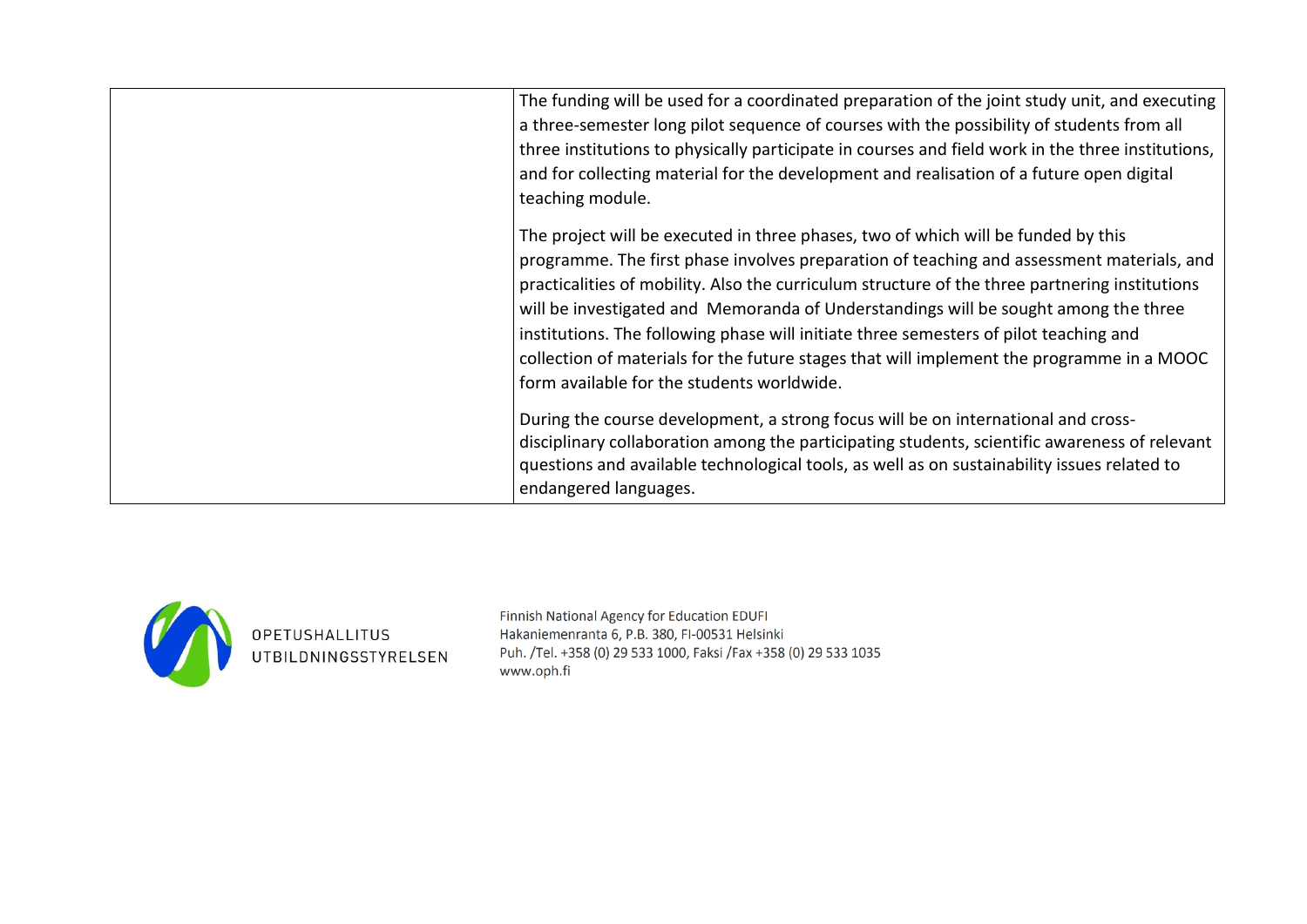| | |
|---|---|
| | The funding will be used for a coordinated preparation of the joint study unit, and executing a three-semester long pilot sequence of courses with the possibility of students from all three institutions to physically participate in courses and field work in the three institutions, and for collecting material for the development and realisation of a future open digital teaching module.<br><br>The project will be executed in three phases, two of which will be funded by this programme. The first phase involves preparation of teaching and assessment materials, and practicalities of mobility. Also the curriculum structure of the three partnering institutions will be investigated and Memoranda of Understandings will be sought among the three institutions. The following phase will initiate three semesters of pilot teaching and collection of materials for the future stages that will implement the programme in a MOOC form available for the students worldwide.<br><br>During the course development, a strong focus will be on international and cross-disciplinary collaboration among the participating students, scientific awareness of relevant questions and available technological tools, as well as on sustainability issues related to endangered languages. |